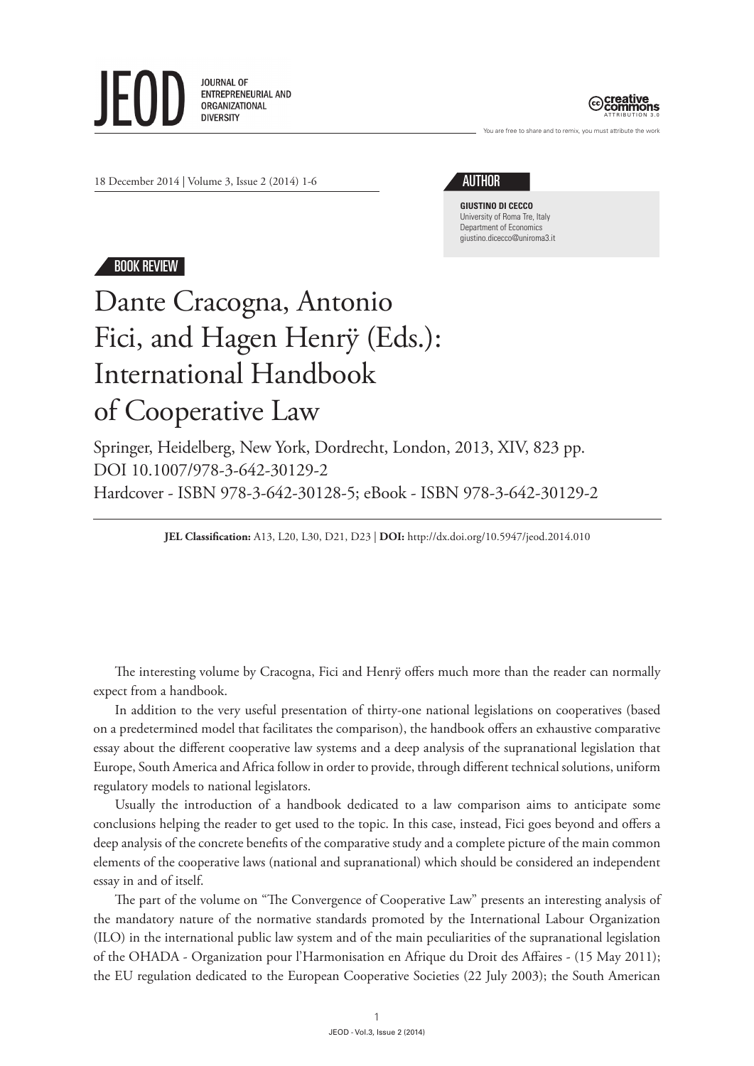# JEOD

JOURNAL OF ENTREPRENEURIAL AND ORGANIZATIONAL DIVERSITY

You are free to share and to remix, you must attribute the work

18 December 2014 | Volume 3, Issue 2 (2014) 1-6

**AUTHOR**

**GIUSTINO DI CECCO**
University of Roma Tre, Italy
Department of Economics
giustino.dicecco@uniroma3.it

BOOK REVIEW

## Dante Cracogna, Antonio Fici, and Hagen Henrÿ (Eds.): International Handbook of Cooperative Law

Springer, Heidelberg, New York, Dordrecht, London, 2013, XIV, 823 pp.
DOI 10.1007/978-3-642-30129-2
Hardcover - ISBN 978-3-642-30128-5; eBook - ISBN 978-3-642-30129-2

**JEL Classification:** A13, L20, L30, D21, D23 | **DOI:** http://dx.doi.org/10.5947/jeod.2014.010

The interesting volume by Cracogna, Fici and Henrÿ offers much more than the reader can normally expect from a handbook.

In addition to the very useful presentation of thirty-one national legislations on cooperatives (based on a predetermined model that facilitates the comparison), the handbook offers an exhaustive comparative essay about the different cooperative law systems and a deep analysis of the supranational legislation that Europe, South America and Africa follow in order to provide, through different technical solutions, uniform regulatory models to national legislators.

Usually the introduction of a handbook dedicated to a law comparison aims to anticipate some conclusions helping the reader to get used to the topic. In this case, instead, Fici goes beyond and offers a deep analysis of the concrete benefits of the comparative study and a complete picture of the main common elements of the cooperative laws (national and supranational) which should be considered an independent essay in and of itself.

The part of the volume on "The Convergence of Cooperative Law" presents an interesting analysis of the mandatory nature of the normative standards promoted by the International Labour Organization (ILO) in the international public law system and of the main peculiarities of the supranational legislation of the OHADA - Organization pour l'Harmonisation en Afrique du Droit des Affaires - (15 May 2011); the EU regulation dedicated to the European Cooperative Societies (22 July 2003); the South American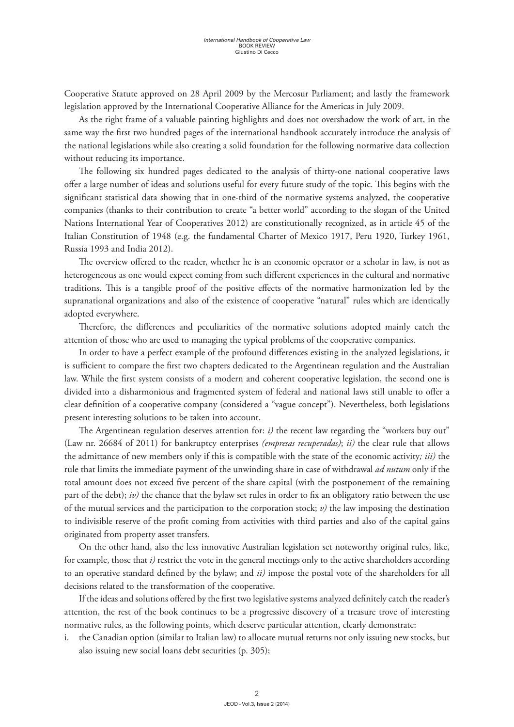Cooperative Statute approved on 28 April 2009 by the Mercosur Parliament; and lastly the framework legislation approved by the International Cooperative Alliance for the Americas in July 2009.

As the right frame of a valuable painting highlights and does not overshadow the work of art, in the same way the first two hundred pages of the international handbook accurately introduce the analysis of the national legislations while also creating a solid foundation for the following normative data collection without reducing its importance.

The following six hundred pages dedicated to the analysis of thirty-one national cooperative laws offer a large number of ideas and solutions useful for every future study of the topic. This begins with the significant statistical data showing that in one-third of the normative systems analyzed, the cooperative companies (thanks to their contribution to create "a better world" according to the slogan of the United Nations International Year of Cooperatives 2012) are constitutionally recognized, as in article 45 of the Italian Constitution of 1948 (e.g. the fundamental Charter of Mexico 1917, Peru 1920, Turkey 1961, Russia 1993 and India 2012).

The overview offered to the reader, whether he is an economic operator or a scholar in law, is not as heterogeneous as one would expect coming from such different experiences in the cultural and normative traditions. This is a tangible proof of the positive effects of the normative harmonization led by the supranational organizations and also of the existence of cooperative "natural" rules which are identically adopted everywhere.

Therefore, the differences and peculiarities of the normative solutions adopted mainly catch the attention of those who are used to managing the typical problems of the cooperative companies.

In order to have a perfect example of the profound differences existing in the analyzed legislations, it is sufficient to compare the first two chapters dedicated to the Argentinean regulation and the Australian law. While the first system consists of a modern and coherent cooperative legislation, the second one is divided into a disharmonious and fragmented system of federal and national laws still unable to offer a clear definition of a cooperative company (considered a "vague concept"). Nevertheless, both legislations present interesting solutions to be taken into account.

The Argentinean regulation deserves attention for: *i)* the recent law regarding the "workers buy out" (Law nr. 26684 of 2011) for bankruptcy enterprises *(empresas recuperadas)*; *ii)* the clear rule that allows the admittance of new members only if this is compatible with the state of the economic activity*; iii)* the rule that limits the immediate payment of the unwinding share in case of withdrawal *ad nutum* only if the total amount does not exceed five percent of the share capital (with the postponement of the remaining part of the debt); *iv)* the chance that the bylaw set rules in order to fix an obligatory ratio between the use of the mutual services and the participation to the corporation stock; *v)* the law imposing the destination to indivisible reserve of the profit coming from activities with third parties and also of the capital gains originated from property asset transfers.

On the other hand, also the less innovative Australian legislation set noteworthy original rules, like, for example, those that *i)* restrict the vote in the general meetings only to the active shareholders according to an operative standard defined by the bylaw; and *ii)* impose the postal vote of the shareholders for all decisions related to the transformation of the cooperative.

If the ideas and solutions offered by the first two legislative systems analyzed definitely catch the reader's attention, the rest of the book continues to be a progressive discovery of a treasure trove of interesting normative rules, as the following points, which deserve particular attention, clearly demonstrate:

i. the Canadian option (similar to Italian law) to allocate mutual returns not only issuing new stocks, but also issuing new social loans debt securities (p. 305);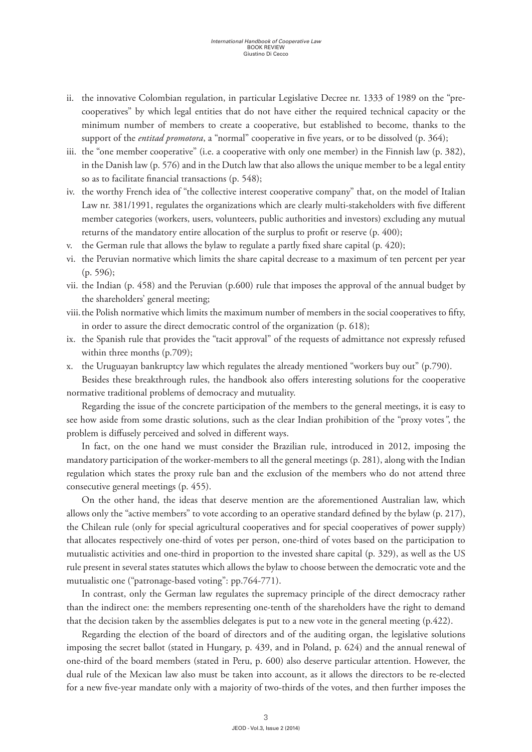ii. the innovative Colombian regulation, in particular Legislative Decree nr. 1333 of 1989 on the "pre-cooperatives" by which legal entities that do not have either the required technical capacity or the minimum number of members to create a cooperative, but established to become, thanks to the support of the *entitad promotora*, a "normal" cooperative in five years, or to be dissolved (p. 364);
iii. the "one member cooperative" (i.e. a cooperative with only one member) in the Finnish law (p. 382), in the Danish law (p. 576) and in the Dutch law that also allows the unique member to be a legal entity so as to facilitate financial transactions (p. 548);
iv. the worthy French idea of "the collective interest cooperative company" that, on the model of Italian Law nr. 381/1991, regulates the organizations which are clearly multi-stakeholders with five different member categories (workers, users, volunteers, public authorities and investors) excluding any mutual returns of the mandatory entire allocation of the surplus to profit or reserve (p. 400);
v. the German rule that allows the bylaw to regulate a partly fixed share capital (p. 420);
vi. the Peruvian normative which limits the share capital decrease to a maximum of ten percent per year (p. 596);
vii. the Indian (p. 458) and the Peruvian (p.600) rule that imposes the approval of the annual budget by the shareholders' general meeting;
viii. the Polish normative which limits the maximum number of members in the social cooperatives to fifty, in order to assure the direct democratic control of the organization (p. 618);
ix. the Spanish rule that provides the "tacit approval" of the requests of admittance not expressly refused within three months (p.709);
x. the Uruguayan bankruptcy law which regulates the already mentioned "workers buy out" (p.790).

Besides these breakthrough rules, the handbook also offers interesting solutions for the cooperative normative traditional problems of democracy and mutuality.

Regarding the issue of the concrete participation of the members to the general meetings, it is easy to see how aside from some drastic solutions, such as the clear Indian prohibition of the "proxy votes", the problem is diffusely perceived and solved in different ways.

In fact, on the one hand we must consider the Brazilian rule, introduced in 2012, imposing the mandatory participation of the worker-members to all the general meetings (p. 281), along with the Indian regulation which states the proxy rule ban and the exclusion of the members who do not attend three consecutive general meetings (p. 455).

On the other hand, the ideas that deserve mention are the aforementioned Australian law, which allows only the "active members" to vote according to an operative standard defined by the bylaw (p. 217), the Chilean rule (only for special agricultural cooperatives and for special cooperatives of power supply) that allocates respectively one-third of votes per person, one-third of votes based on the participation to mutualistic activities and one-third in proportion to the invested share capital (p. 329), as well as the US rule present in several states statutes which allows the bylaw to choose between the democratic vote and the mutualistic one ("patronage-based voting": pp.764-771).

In contrast, only the German law regulates the supremacy principle of the direct democracy rather than the indirect one: the members representing one-tenth of the shareholders have the right to demand that the decision taken by the assemblies delegates is put to a new vote in the general meeting (p.422).

Regarding the election of the board of directors and of the auditing organ, the legislative solutions imposing the secret ballot (stated in Hungary, p. 439, and in Poland, p. 624) and the annual renewal of one-third of the board members (stated in Peru, p. 600) also deserve particular attention. However, the dual rule of the Mexican law also must be taken into account, as it allows the directors to be re-elected for a new five-year mandate only with a majority of two-thirds of the votes, and then further imposes the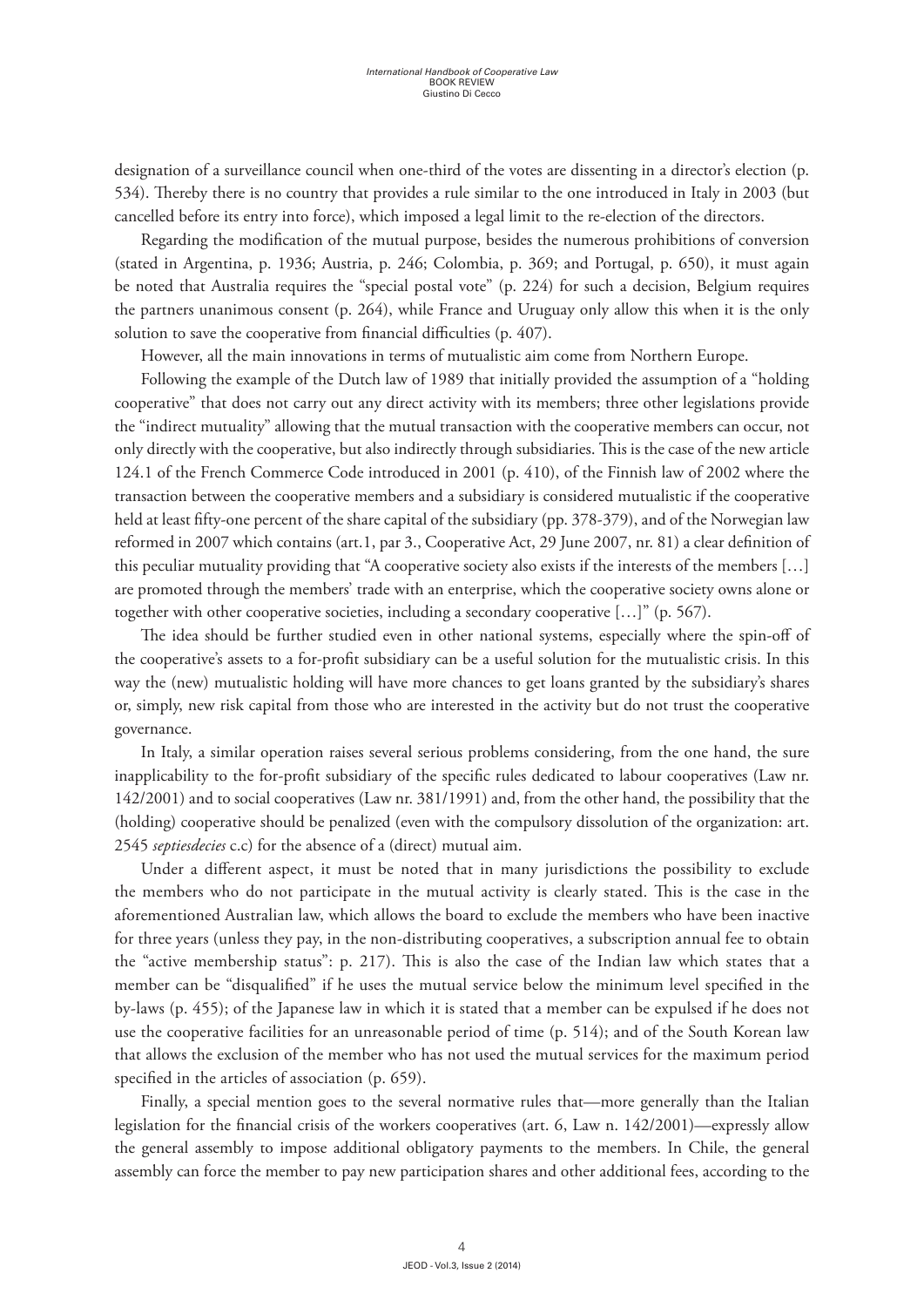designation of a surveillance council when one-third of the votes are dissenting in a director's election (p. 534). Thereby there is no country that provides a rule similar to the one introduced in Italy in 2003 (but cancelled before its entry into force), which imposed a legal limit to the re-election of the directors.

Regarding the modification of the mutual purpose, besides the numerous prohibitions of conversion (stated in Argentina, p. 1936; Austria, p. 246; Colombia, p. 369; and Portugal, p. 650), it must again be noted that Australia requires the "special postal vote" (p. 224) for such a decision, Belgium requires the partners unanimous consent (p. 264), while France and Uruguay only allow this when it is the only solution to save the cooperative from financial difficulties (p. 407).

However, all the main innovations in terms of mutualistic aim come from Northern Europe.

Following the example of the Dutch law of 1989 that initially provided the assumption of a "holding cooperative" that does not carry out any direct activity with its members; three other legislations provide the "indirect mutuality" allowing that the mutual transaction with the cooperative members can occur, not only directly with the cooperative, but also indirectly through subsidiaries. This is the case of the new article 124.1 of the French Commerce Code introduced in 2001 (p. 410), of the Finnish law of 2002 where the transaction between the cooperative members and a subsidiary is considered mutualistic if the cooperative held at least fifty-one percent of the share capital of the subsidiary (pp. 378-379), and of the Norwegian law reformed in 2007 which contains (art.1, par 3., Cooperative Act, 29 June 2007, nr. 81) a clear definition of this peculiar mutuality providing that "A cooperative society also exists if the interests of the members […] are promoted through the members' trade with an enterprise, which the cooperative society owns alone or together with other cooperative societies, including a secondary cooperative […]" (p. 567).

The idea should be further studied even in other national systems, especially where the spin-off of the cooperative's assets to a for-profit subsidiary can be a useful solution for the mutualistic crisis. In this way the (new) mutualistic holding will have more chances to get loans granted by the subsidiary's shares or, simply, new risk capital from those who are interested in the activity but do not trust the cooperative governance.

In Italy, a similar operation raises several serious problems considering, from the one hand, the sure inapplicability to the for-profit subsidiary of the specific rules dedicated to labour cooperatives (Law nr. 142/2001) and to social cooperatives (Law nr. 381/1991) and, from the other hand, the possibility that the (holding) cooperative should be penalized (even with the compulsory dissolution of the organization: art. 2545 *septiesdecies* c.c) for the absence of a (direct) mutual aim.

Under a different aspect, it must be noted that in many jurisdictions the possibility to exclude the members who do not participate in the mutual activity is clearly stated. This is the case in the aforementioned Australian law, which allows the board to exclude the members who have been inactive for three years (unless they pay, in the non-distributing cooperatives, a subscription annual fee to obtain the "active membership status": p. 217). This is also the case of the Indian law which states that a member can be "disqualified" if he uses the mutual service below the minimum level specified in the by-laws (p. 455); of the Japanese law in which it is stated that a member can be expulsed if he does not use the cooperative facilities for an unreasonable period of time (p. 514); and of the South Korean law that allows the exclusion of the member who has not used the mutual services for the maximum period specified in the articles of association (p. 659).

Finally, a special mention goes to the several normative rules that—more generally than the Italian legislation for the financial crisis of the workers cooperatives (art. 6, Law n. 142/2001)—expressly allow the general assembly to impose additional obligatory payments to the members. In Chile, the general assembly can force the member to pay new participation shares and other additional fees, according to the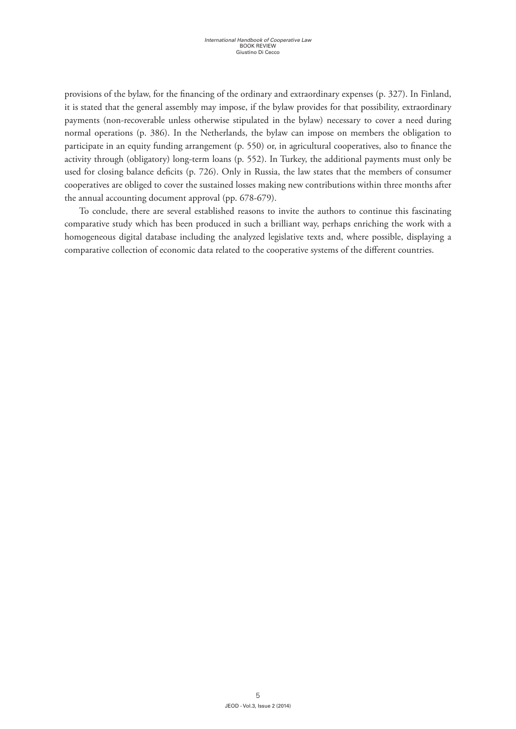provisions of the bylaw, for the financing of the ordinary and extraordinary expenses (p. 327). In Finland, it is stated that the general assembly may impose, if the bylaw provides for that possibility, extraordinary payments (non-recoverable unless otherwise stipulated in the bylaw) necessary to cover a need during normal operations (p. 386). In the Netherlands, the bylaw can impose on members the obligation to participate in an equity funding arrangement (p. 550) or, in agricultural cooperatives, also to finance the activity through (obligatory) long-term loans (p. 552). In Turkey, the additional payments must only be used for closing balance deficits (p. 726). Only in Russia, the law states that the members of consumer cooperatives are obliged to cover the sustained losses making new contributions within three months after the annual accounting document approval (pp. 678-679).

To conclude, there are several established reasons to invite the authors to continue this fascinating comparative study which has been produced in such a brilliant way, perhaps enriching the work with a homogeneous digital database including the analyzed legislative texts and, where possible, displaying a comparative collection of economic data related to the cooperative systems of the different countries.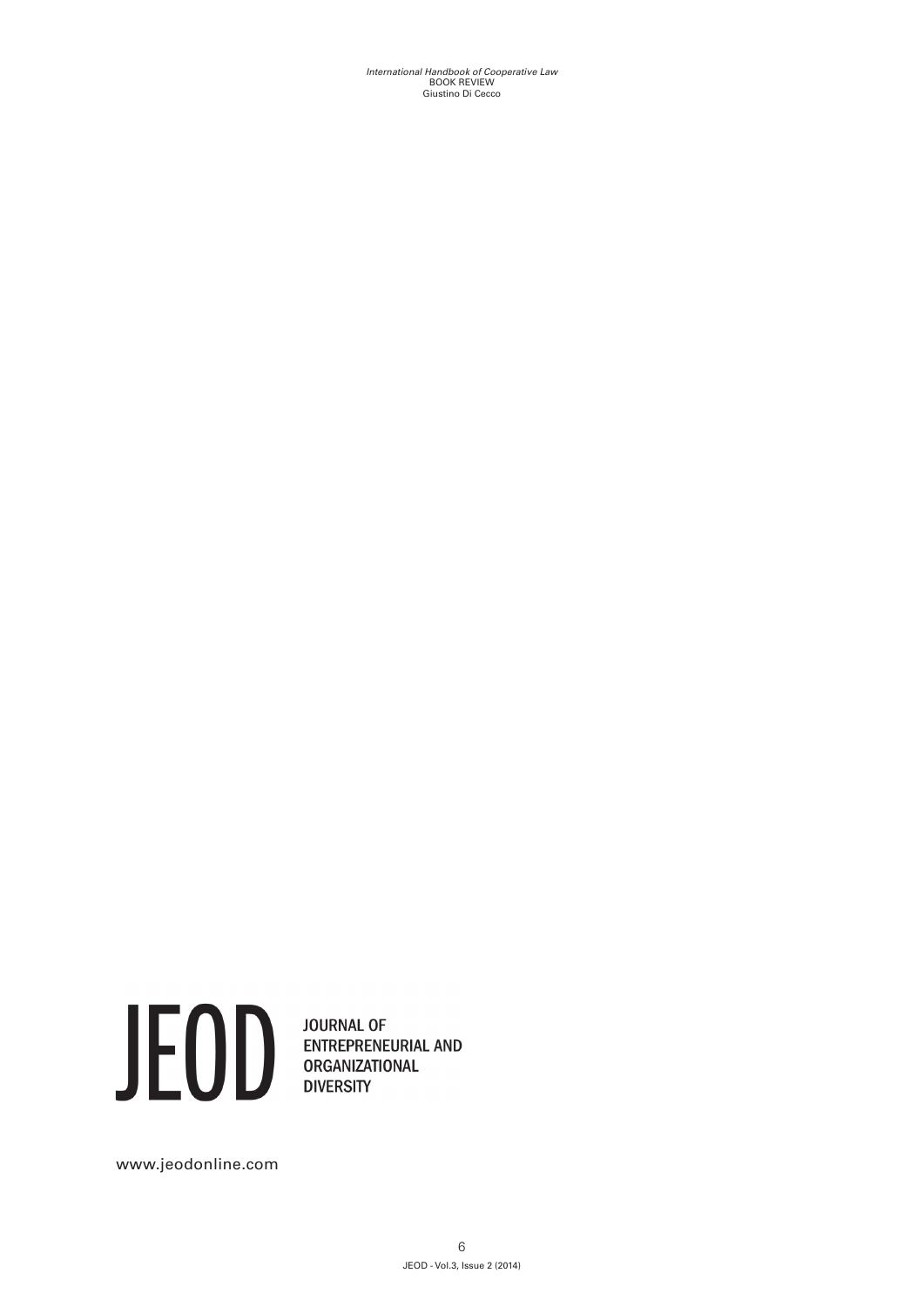JEOD

JOURNAL OF ENTREPRENEURIAL AND ORGANIZATIONAL DIVERSITY

www.jeodonline.com